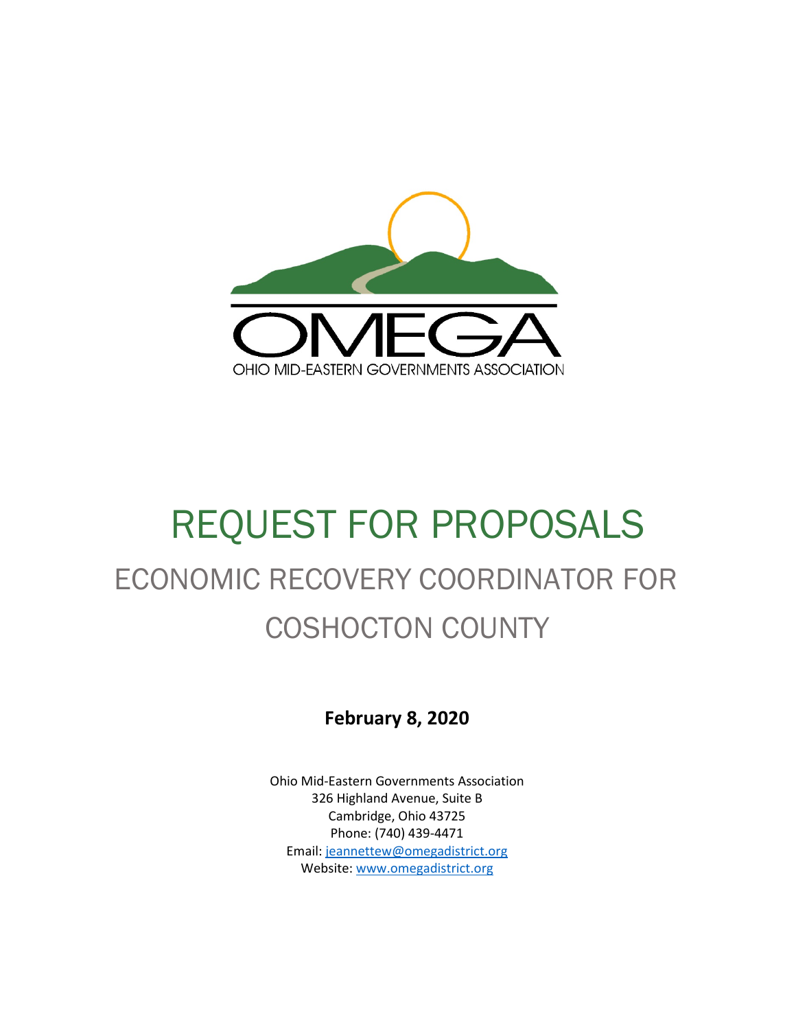OMEGA

OHIO MID-EASTERN GOVERNMENTS ASSOCIATION

# REQUEST FOR PROPOSALS

## ECONOMIC RECOVERY COORDINATOR FOR COSHOCTON COUNTY

**February 8, 2020**

Ohio Mid-Eastern Governments Association
326 Highland Avenue, Suite B
Cambridge, Ohio 43725
Phone: (740) 439-4471
Email: jeannettew@omegadistrict.org
Website: www.omegadistrict.org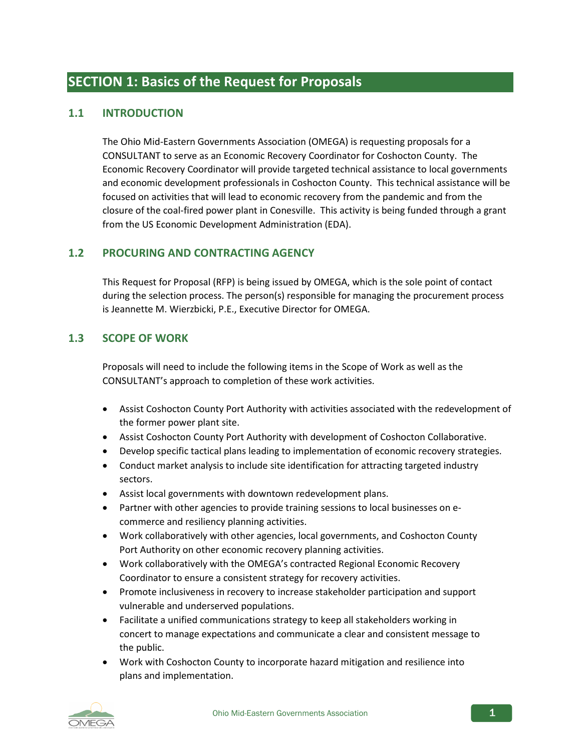# SECTION 1: Basics of the Request for Proposals

## 1.1 INTRODUCTION

The Ohio Mid-Eastern Governments Association (OMEGA) is requesting proposals for a CONSULTANT to serve as an Economic Recovery Coordinator for Coshocton County. The Economic Recovery Coordinator will provide targeted technical assistance to local governments and economic development professionals in Coshocton County. This technical assistance will be focused on activities that will lead to economic recovery from the pandemic and from the closure of the coal-fired power plant in Conesville. This activity is being funded through a grant from the US Economic Development Administration (EDA).

## 1.2 PROCURING AND CONTRACTING AGENCY

This Request for Proposal (RFP) is being issued by OMEGA, which is the sole point of contact during the selection process. The person(s) responsible for managing the procurement process is Jeannette M. Wierzbicki, P.E., Executive Director for OMEGA.

## 1.3 SCOPE OF WORK

Proposals will need to include the following items in the Scope of Work as well as the CONSULTANT's approach to completion of these work activities.

- Assist Coshocton County Port Authority with activities associated with the redevelopment of the former power plant site.
- Assist Coshocton County Port Authority with development of Coshocton Collaborative.
- Develop specific tactical plans leading to implementation of economic recovery strategies.
- Conduct market analysis to include site identification for attracting targeted industry sectors.
- Assist local governments with downtown redevelopment plans.
- Partner with other agencies to provide training sessions to local businesses on e-commerce and resiliency planning activities.
- Work collaboratively with other agencies, local governments, and Coshocton County Port Authority on other economic recovery planning activities.
- Work collaboratively with the OMEGA's contracted Regional Economic Recovery Coordinator to ensure a consistent strategy for recovery activities.
- Promote inclusiveness in recovery to increase stakeholder participation and support vulnerable and underserved populations.
- Facilitate a unified communications strategy to keep all stakeholders working in concert to manage expectations and communicate a clear and consistent message to the public.
- Work with Coshocton County to incorporate hazard mitigation and resilience into plans and implementation.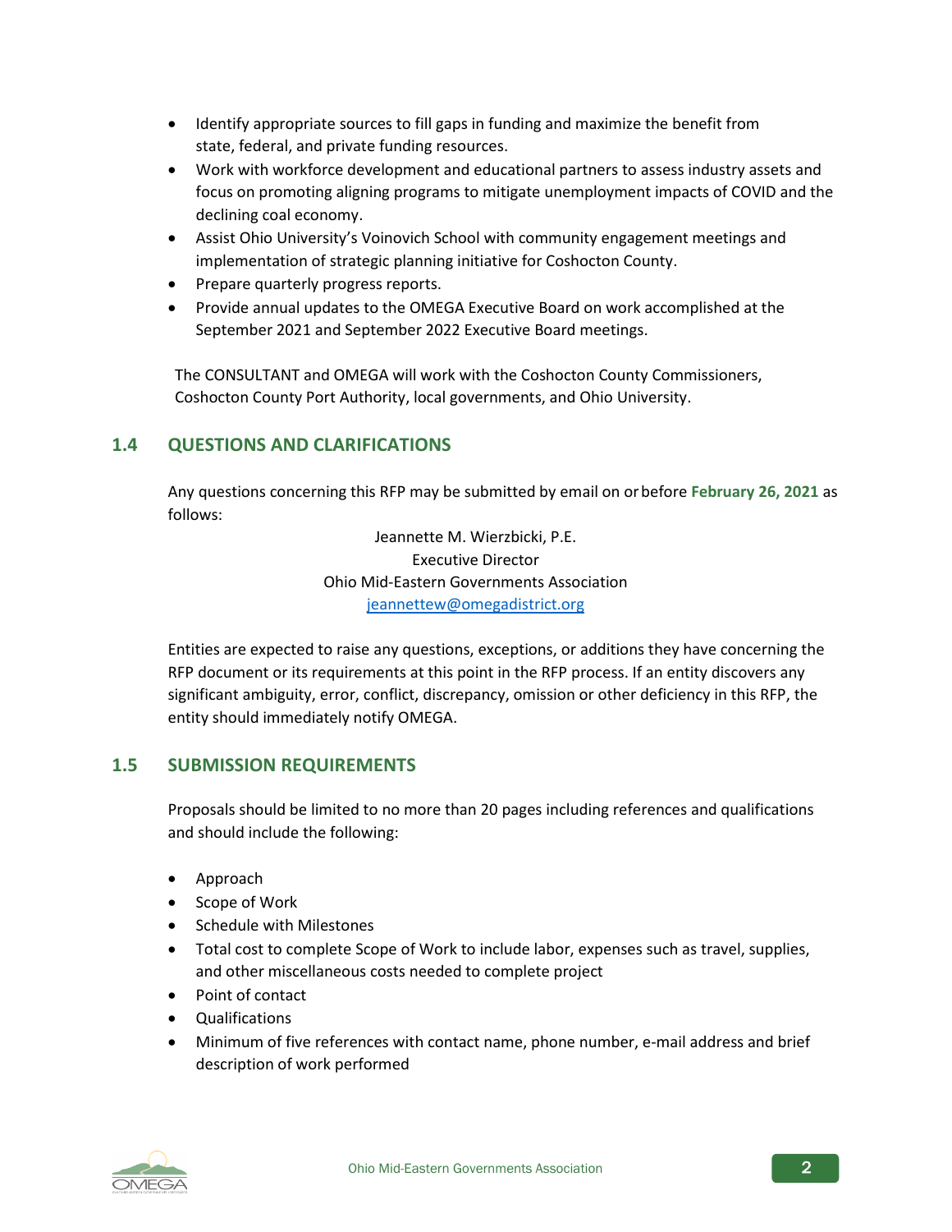- Identify appropriate sources to fill gaps in funding and maximize the benefit from state, federal, and private funding resources.
- Work with workforce development and educational partners to assess industry assets and focus on promoting aligning programs to mitigate unemployment impacts of COVID and the declining coal economy.
- Assist Ohio University's Voinovich School with community engagement meetings and implementation of strategic planning initiative for Coshocton County.
- Prepare quarterly progress reports.
- Provide annual updates to the OMEGA Executive Board on work accomplished at the September 2021 and September 2022 Executive Board meetings.

The CONSULTANT and OMEGA will work with the Coshocton County Commissioners, Coshocton County Port Authority, local governments, and Ohio University.

## 1.4 QUESTIONS AND CLARIFICATIONS

Any questions concerning this RFP may be submitted by email on or before **February 26, 2021** as follows:

Jeannette M. Wierzbicki, P.E.
Executive Director
Ohio Mid-Eastern Governments Association
jeannettew@omegadistrict.org

Entities are expected to raise any questions, exceptions, or additions they have concerning the RFP document or its requirements at this point in the RFP process. If an entity discovers any significant ambiguity, error, conflict, discrepancy, omission or other deficiency in this RFP, the entity should immediately notify OMEGA.

## 1.5 SUBMISSION REQUIREMENTS

Proposals should be limited to no more than 20 pages including references and qualifications and should include the following:

- Approach
- Scope of Work
- Schedule with Milestones
- Total cost to complete Scope of Work to include labor, expenses such as travel, supplies, and other miscellaneous costs needed to complete project
- Point of contact
- Qualifications
- Minimum of five references with contact name, phone number, e-mail address and brief description of work performed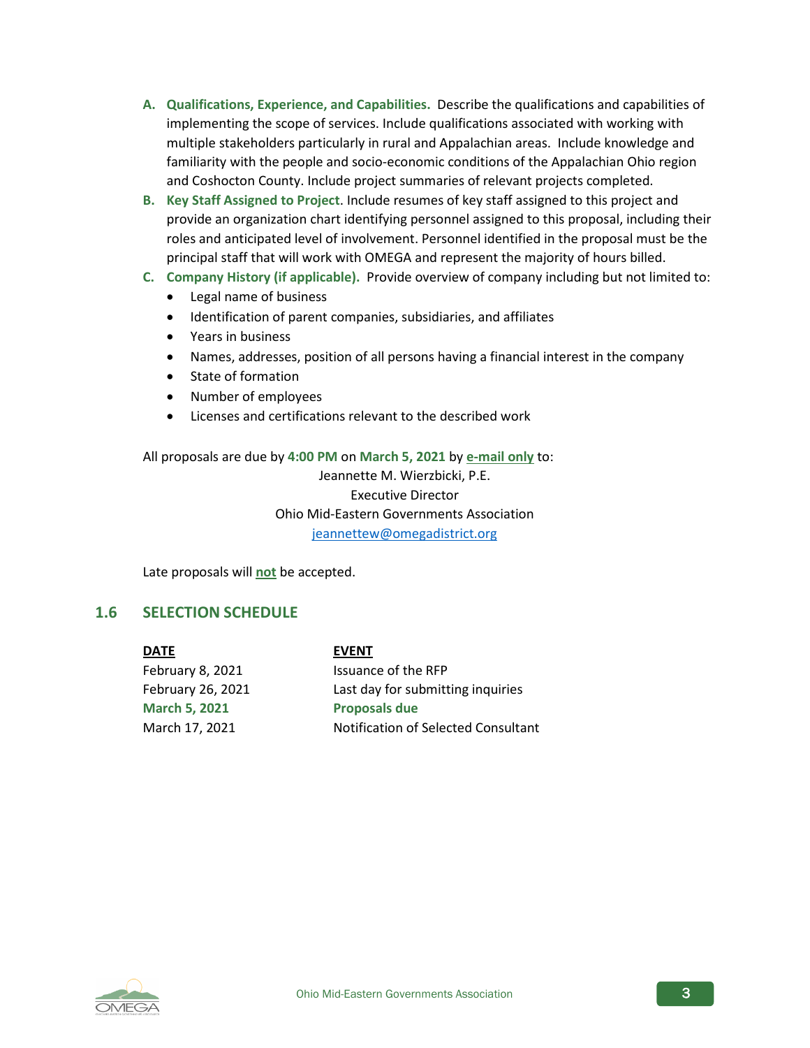**A. Qualifications, Experience, and Capabilities.** Describe the qualifications and capabilities of implementing the scope of services. Include qualifications associated with working with multiple stakeholders particularly in rural and Appalachian areas. Include knowledge and familiarity with the people and socio-economic conditions of the Appalachian Ohio region and Coshocton County. Include project summaries of relevant projects completed.

**B. Key Staff Assigned to Project.** Include resumes of key staff assigned to this project and provide an organization chart identifying personnel assigned to this proposal, including their roles and anticipated level of involvement. Personnel identified in the proposal must be the principal staff that will work with OMEGA and represent the majority of hours billed.

**C. Company History (if applicable).** Provide overview of company including but not limited to:

- Legal name of business
- Identification of parent companies, subsidiaries, and affiliates
- Years in business
- Names, addresses, position of all persons having a financial interest in the company
- State of formation
- Number of employees
- Licenses and certifications relevant to the described work

All proposals are due by **4:00 PM** on **March 5, 2021** by **e-mail only** to:

Jeannette M. Wierzbicki, P.E.
Executive Director
Ohio Mid-Eastern Governments Association
jeannettew@omegadistrict.org

Late proposals will **not** be accepted.

## 1.6 SELECTION SCHEDULE

| DATE | EVENT |
|---|---|
| February 8, 2021 | Issuance of the RFP |
| February 26, 2021 | Last day for submitting inquiries |
| **March 5, 2021** | **Proposals due** |
| March 17, 2021 | Notification of Selected Consultant |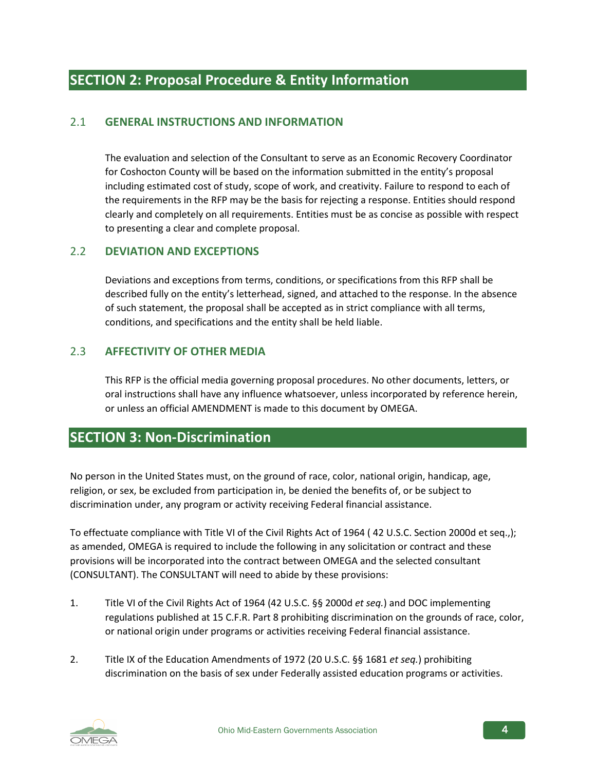## SECTION 2: Proposal Procedure & Entity Information

### 2.1 GENERAL INSTRUCTIONS AND INFORMATION

The evaluation and selection of the Consultant to serve as an Economic Recovery Coordinator for Coshocton County will be based on the information submitted in the entity's proposal including estimated cost of study, scope of work, and creativity. Failure to respond to each of the requirements in the RFP may be the basis for rejecting a response. Entities should respond clearly and completely on all requirements. Entities must be as concise as possible with respect to presenting a clear and complete proposal.

### 2.2 DEVIATION AND EXCEPTIONS

Deviations and exceptions from terms, conditions, or specifications from this RFP shall be described fully on the entity's letterhead, signed, and attached to the response. In the absence of such statement, the proposal shall be accepted as in strict compliance with all terms, conditions, and specifications and the entity shall be held liable.

### 2.3 AFFECTIVITY OF OTHER MEDIA

This RFP is the official media governing proposal procedures. No other documents, letters, or oral instructions shall have any influence whatsoever, unless incorporated by reference herein, or unless an official AMENDMENT is made to this document by OMEGA.

## SECTION 3: Non-Discrimination

No person in the United States must, on the ground of race, color, national origin, handicap, age, religion, or sex, be excluded from participation in, be denied the benefits of, or be subject to discrimination under, any program or activity receiving Federal financial assistance.

To effectuate compliance with Title VI of the Civil Rights Act of 1964 ( 42 U.S.C. Section 2000d et seq.,); as amended, OMEGA is required to include the following in any solicitation or contract and these provisions will be incorporated into the contract between OMEGA and the selected consultant (CONSULTANT). The CONSULTANT will need to abide by these provisions:

1. Title VI of the Civil Rights Act of 1964 (42 U.S.C. §§ 2000d *et seq.*) and DOC implementing regulations published at 15 C.F.R. Part 8 prohibiting discrimination on the grounds of race, color, or national origin under programs or activities receiving Federal financial assistance.

2. Title IX of the Education Amendments of 1972 (20 U.S.C. §§ 1681 *et seq.*) prohibiting discrimination on the basis of sex under Federally assisted education programs or activities.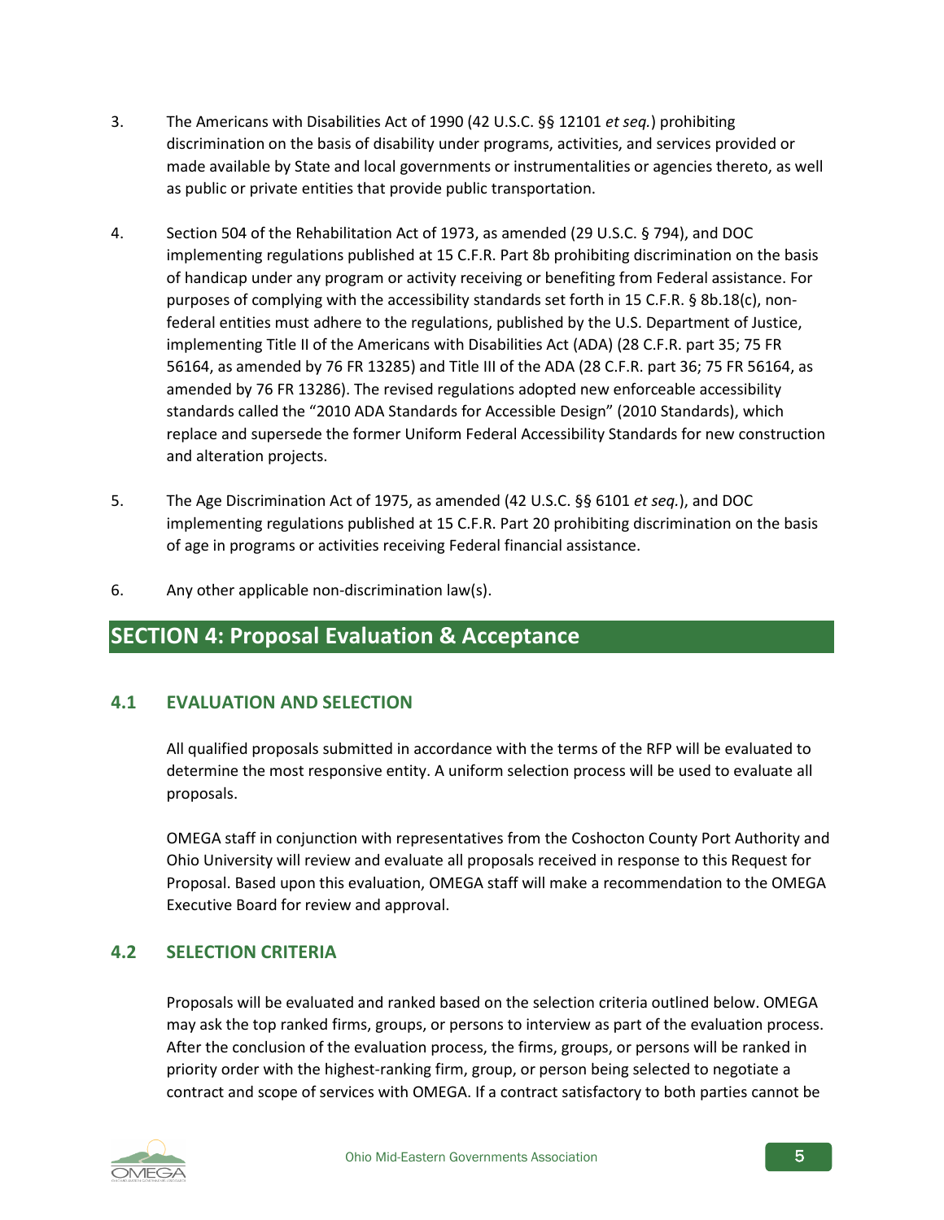3. The Americans with Disabilities Act of 1990 (42 U.S.C. §§ 12101 *et seq.*) prohibiting discrimination on the basis of disability under programs, activities, and services provided or made available by State and local governments or instrumentalities or agencies thereto, as well as public or private entities that provide public transportation.

4. Section 504 of the Rehabilitation Act of 1973, as amended (29 U.S.C. § 794), and DOC implementing regulations published at 15 C.F.R. Part 8b prohibiting discrimination on the basis of handicap under any program or activity receiving or benefiting from Federal assistance. For purposes of complying with the accessibility standards set forth in 15 C.F.R. § 8b.18(c), non-federal entities must adhere to the regulations, published by the U.S. Department of Justice, implementing Title II of the Americans with Disabilities Act (ADA) (28 C.F.R. part 35; 75 FR 56164, as amended by 76 FR 13285) and Title III of the ADA (28 C.F.R. part 36; 75 FR 56164, as amended by 76 FR 13286). The revised regulations adopted new enforceable accessibility standards called the "2010 ADA Standards for Accessible Design" (2010 Standards), which replace and supersede the former Uniform Federal Accessibility Standards for new construction and alteration projects.

5. The Age Discrimination Act of 1975, as amended (42 U.S.C. §§ 6101 *et seq.*), and DOC implementing regulations published at 15 C.F.R. Part 20 prohibiting discrimination on the basis of age in programs or activities receiving Federal financial assistance.

6. Any other applicable non-discrimination law(s).

## SECTION 4: Proposal Evaluation & Acceptance

### 4.1 EVALUATION AND SELECTION

All qualified proposals submitted in accordance with the terms of the RFP will be evaluated to determine the most responsive entity. A uniform selection process will be used to evaluate all proposals.

OMEGA staff in conjunction with representatives from the Coshocton County Port Authority and Ohio University will review and evaluate all proposals received in response to this Request for Proposal. Based upon this evaluation, OMEGA staff will make a recommendation to the OMEGA Executive Board for review and approval.

### 4.2 SELECTION CRITERIA

Proposals will be evaluated and ranked based on the selection criteria outlined below. OMEGA may ask the top ranked firms, groups, or persons to interview as part of the evaluation process. After the conclusion of the evaluation process, the firms, groups, or persons will be ranked in priority order with the highest-ranking firm, group, or person being selected to negotiate a contract and scope of services with OMEGA. If a contract satisfactory to both parties cannot be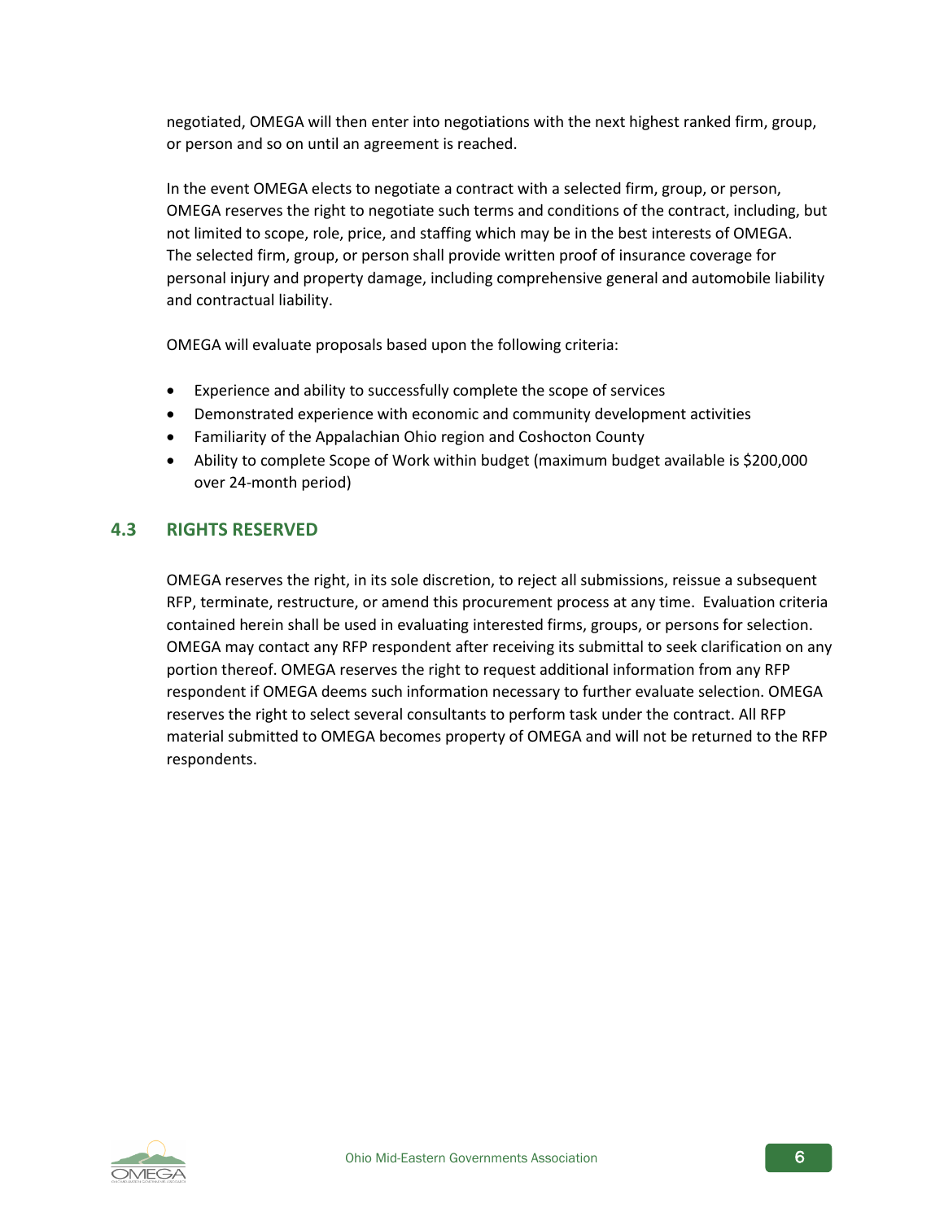negotiated, OMEGA will then enter into negotiations with the next highest ranked firm, group, or person and so on until an agreement is reached.

In the event OMEGA elects to negotiate a contract with a selected firm, group, or person, OMEGA reserves the right to negotiate such terms and conditions of the contract, including, but not limited to scope, role, price, and staffing which may be in the best interests of OMEGA. The selected firm, group, or person shall provide written proof of insurance coverage for personal injury and property damage, including comprehensive general and automobile liability and contractual liability.

OMEGA will evaluate proposals based upon the following criteria:

- Experience and ability to successfully complete the scope of services
- Demonstrated experience with economic and community development activities
- Familiarity of the Appalachian Ohio region and Coshocton County
- Ability to complete Scope of Work within budget (maximum budget available is $200,000 over 24-month period)

## 4.3 RIGHTS RESERVED

OMEGA reserves the right, in its sole discretion, to reject all submissions, reissue a subsequent RFP, terminate, restructure, or amend this procurement process at any time. Evaluation criteria contained herein shall be used in evaluating interested firms, groups, or persons for selection. OMEGA may contact any RFP respondent after receiving its submittal to seek clarification on any portion thereof. OMEGA reserves the right to request additional information from any RFP respondent if OMEGA deems such information necessary to further evaluate selection. OMEGA reserves the right to select several consultants to perform task under the contract. All RFP material submitted to OMEGA becomes property of OMEGA and will not be returned to the RFP respondents.